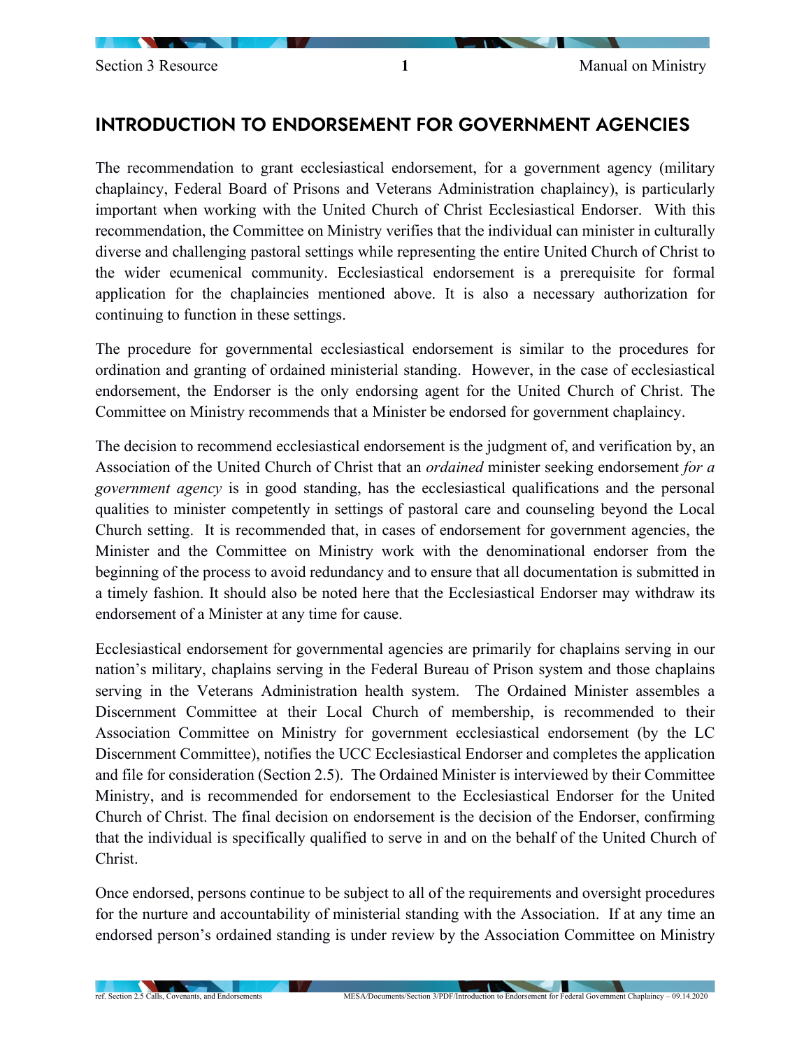# INTRODUCTION TO ENDORSEMENT FOR GOVERNMENT AGENCIES

The recommendation to grant ecclesiastical endorsement, for a government agency (military chaplaincy, Federal Board of Prisons and Veterans Administration chaplaincy), is particularly important when working with the United Church of Christ Ecclesiastical Endorser. With this recommendation, the Committee on Ministry verifies that the individual can minister in culturally diverse and challenging pastoral settings while representing the entire United Church of Christ to the wider ecumenical community. Ecclesiastical endorsement is a prerequisite for formal application for the chaplaincies mentioned above. It is also a necessary authorization for continuing to function in these settings.

The procedure for governmental ecclesiastical endorsement is similar to the procedures for ordination and granting of ordained ministerial standing. However, in the case of ecclesiastical endorsement, the Endorser is the only endorsing agent for the United Church of Christ. The Committee on Ministry recommends that a Minister be endorsed for government chaplaincy.

The decision to recommend ecclesiastical endorsement is the judgment of, and verification by, an Association of the United Church of Christ that an *ordained* minister seeking endorsement *for a government agency* is in good standing, has the ecclesiastical qualifications and the personal qualities to minister competently in settings of pastoral care and counseling beyond the Local Church setting. It is recommended that, in cases of endorsement for government agencies, the Minister and the Committee on Ministry work with the denominational endorser from the beginning of the process to avoid redundancy and to ensure that all documentation is submitted in a timely fashion. It should also be noted here that the Ecclesiastical Endorser may withdraw its endorsement of a Minister at any time for cause.

Ecclesiastical endorsement for governmental agencies are primarily for chaplains serving in our nation's military, chaplains serving in the Federal Bureau of Prison system and those chaplains serving in the Veterans Administration health system. The Ordained Minister assembles a Discernment Committee at their Local Church of membership, is recommended to their Association Committee on Ministry for government ecclesiastical endorsement (by the LC Discernment Committee), notifies the UCC Ecclesiastical Endorser and completes the application and file for consideration (Section 2.5). The Ordained Minister is interviewed by their Committee Ministry, and is recommended for endorsement to the Ecclesiastical Endorser for the United Church of Christ. The final decision on endorsement is the decision of the Endorser, confirming that the individual is specifically qualified to serve in and on the behalf of the United Church of Christ.

Once endorsed, persons continue to be subject to all of the requirements and oversight procedures for the nurture and accountability of ministerial standing with the Association. If at any time an endorsed person's ordained standing is under review by the Association Committee on Ministry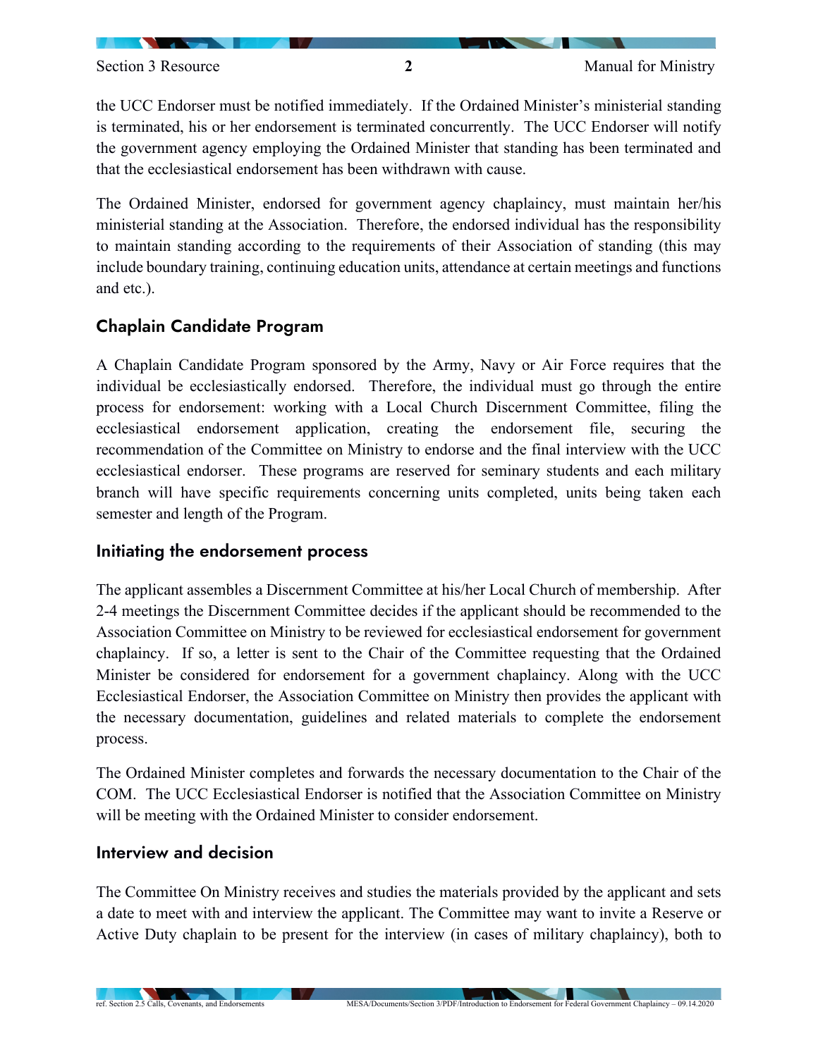the UCC Endorser must be notified immediately. If the Ordained Minister's ministerial standing is terminated, his or her endorsement is terminated concurrently. The UCC Endorser will notify the government agency employing the Ordained Minister that standing has been terminated and that the ecclesiastical endorsement has been withdrawn with cause.

The Ordained Minister, endorsed for government agency chaplaincy, must maintain her/his ministerial standing at the Association. Therefore, the endorsed individual has the responsibility to maintain standing according to the requirements of their Association of standing (this may include boundary training, continuing education units, attendance at certain meetings and functions and etc.).

## Chaplain Candidate Program

A Chaplain Candidate Program sponsored by the Army, Navy or Air Force requires that the individual be ecclesiastically endorsed. Therefore, the individual must go through the entire process for endorsement: working with a Local Church Discernment Committee, filing the ecclesiastical endorsement application, creating the endorsement file, securing the recommendation of the Committee on Ministry to endorse and the final interview with the UCC ecclesiastical endorser. These programs are reserved for seminary students and each military branch will have specific requirements concerning units completed, units being taken each semester and length of the Program.

## Initiating the endorsement process

The applicant assembles a Discernment Committee at his/her Local Church of membership. After 2-4 meetings the Discernment Committee decides if the applicant should be recommended to the Association Committee on Ministry to be reviewed for ecclesiastical endorsement for government chaplaincy. If so, a letter is sent to the Chair of the Committee requesting that the Ordained Minister be considered for endorsement for a government chaplaincy. Along with the UCC Ecclesiastical Endorser, the Association Committee on Ministry then provides the applicant with the necessary documentation, guidelines and related materials to complete the endorsement process.

The Ordained Minister completes and forwards the necessary documentation to the Chair of the COM. The UCC Ecclesiastical Endorser is notified that the Association Committee on Ministry will be meeting with the Ordained Minister to consider endorsement.

## Interview and decision

The Committee On Ministry receives and studies the materials provided by the applicant and sets a date to meet with and interview the applicant. The Committee may want to invite a Reserve or Active Duty chaplain to be present for the interview (in cases of military chaplaincy), both to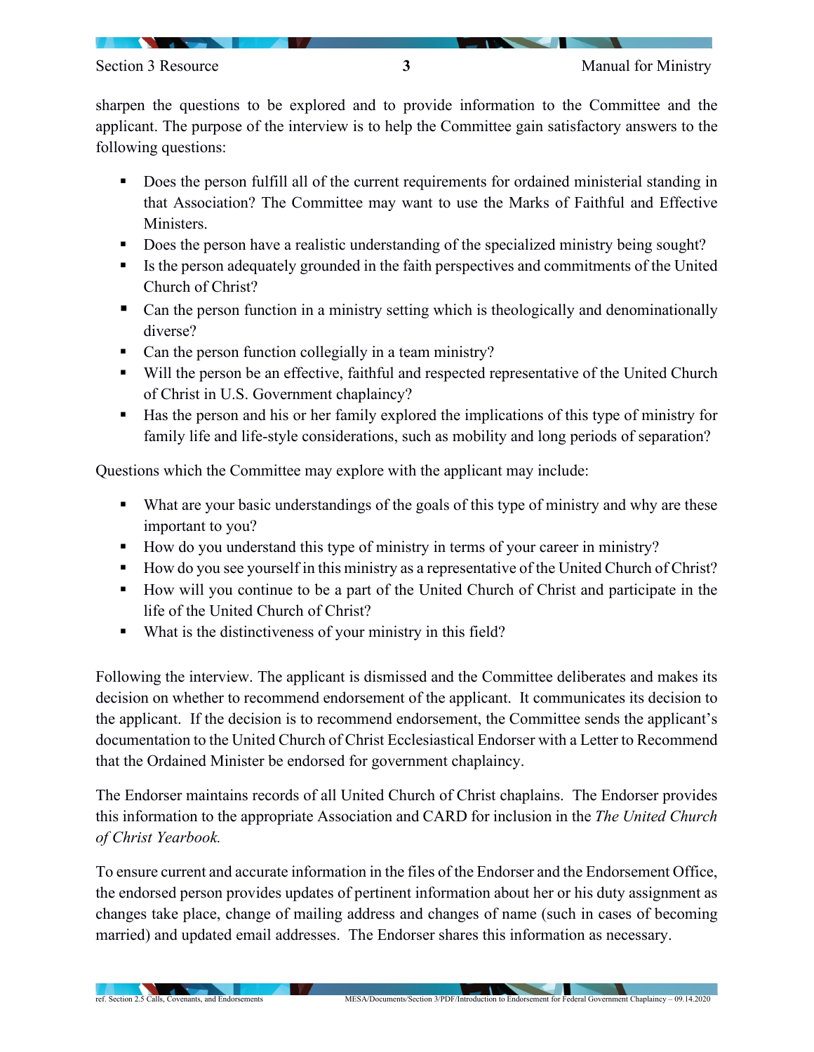sharpen the questions to be explored and to provide information to the Committee and the applicant. The purpose of the interview is to help the Committee gain satisfactory answers to the following questions:

- Does the person fulfill all of the current requirements for ordained ministerial standing in that Association? The Committee may want to use the Marks of Faithful and Effective Ministers.
- Does the person have a realistic understanding of the specialized ministry being sought?
- Is the person adequately grounded in the faith perspectives and commitments of the United Church of Christ?
- Can the person function in a ministry setting which is theologically and denominationally diverse?
- Can the person function collegially in a team ministry?
- Will the person be an effective, faithful and respected representative of the United Church of Christ in U.S. Government chaplaincy?
- Has the person and his or her family explored the implications of this type of ministry for family life and life-style considerations, such as mobility and long periods of separation?

Questions which the Committee may explore with the applicant may include:

- What are your basic understandings of the goals of this type of ministry and why are these important to you?
- How do you understand this type of ministry in terms of your career in ministry?
- How do you see yourself in this ministry as a representative of the United Church of Christ?
- How will you continue to be a part of the United Church of Christ and participate in the life of the United Church of Christ?
- What is the distinctiveness of your ministry in this field?

Following the interview. The applicant is dismissed and the Committee deliberates and makes its decision on whether to recommend endorsement of the applicant. It communicates its decision to the applicant. If the decision is to recommend endorsement, the Committee sends the applicant's documentation to the United Church of Christ Ecclesiastical Endorser with a Letter to Recommend that the Ordained Minister be endorsed for government chaplaincy.

The Endorser maintains records of all United Church of Christ chaplains. The Endorser provides this information to the appropriate Association and CARD for inclusion in the *The United Church of Christ Yearbook.*

To ensure current and accurate information in the files of the Endorser and the Endorsement Office, the endorsed person provides updates of pertinent information about her or his duty assignment as changes take place, change of mailing address and changes of name (such in cases of becoming married) and updated email addresses. The Endorser shares this information as necessary.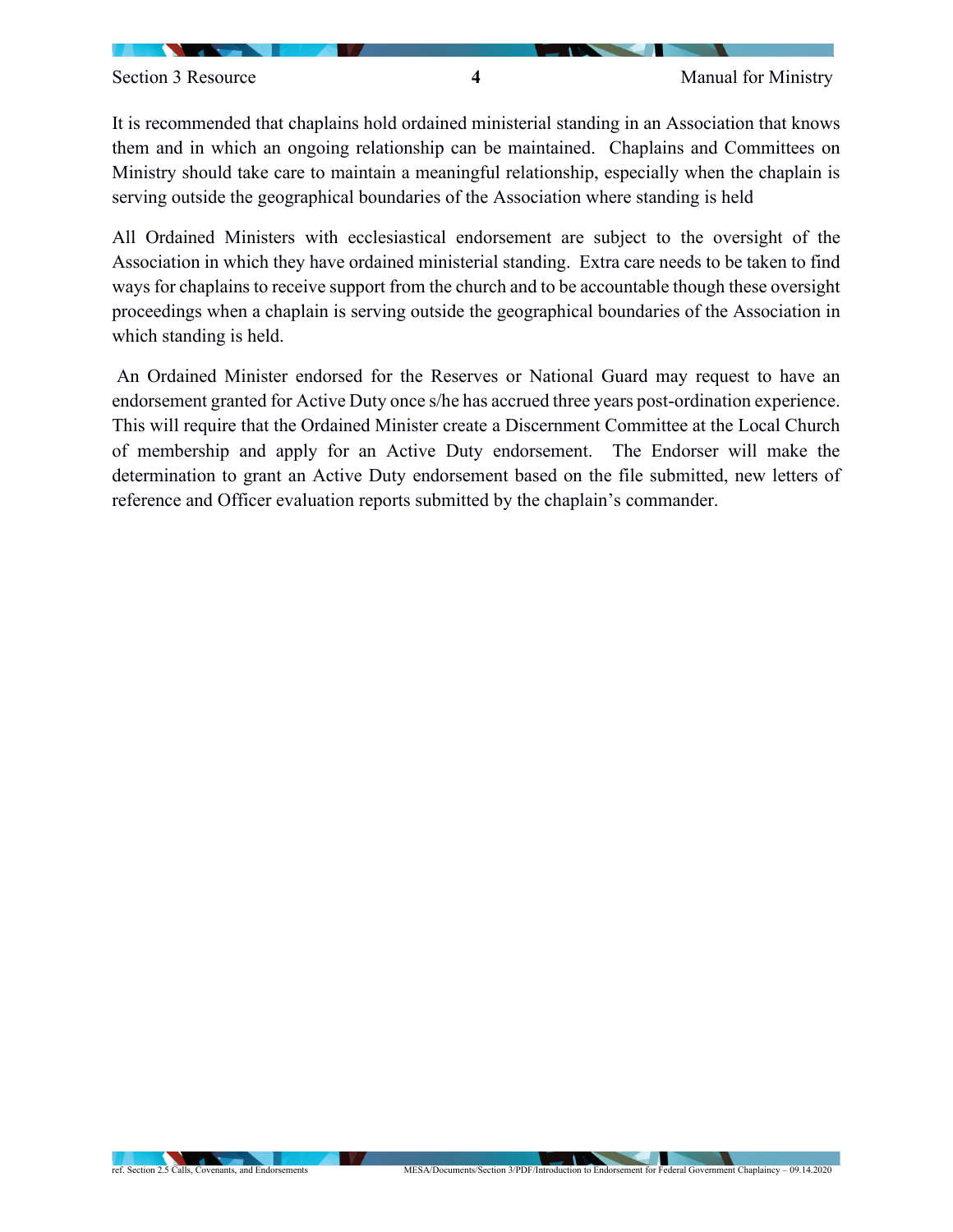It is recommended that chaplains hold ordained ministerial standing in an Association that knows them and in which an ongoing relationship can be maintained. Chaplains and Committees on Ministry should take care to maintain a meaningful relationship, especially when the chaplain is serving outside the geographical boundaries of the Association where standing is held

All Ordained Ministers with ecclesiastical endorsement are subject to the oversight of the Association in which they have ordained ministerial standing. Extra care needs to be taken to find ways for chaplains to receive support from the church and to be accountable though these oversight proceedings when a chaplain is serving outside the geographical boundaries of the Association in which standing is held.

An Ordained Minister endorsed for the Reserves or National Guard may request to have an endorsement granted for Active Duty once s/he has accrued three years post-ordination experience. This will require that the Ordained Minister create a Discernment Committee at the Local Church of membership and apply for an Active Duty endorsement. The Endorser will make the determination to grant an Active Duty endorsement based on the file submitted, new letters of reference and Officer evaluation reports submitted by the chaplain's commander.